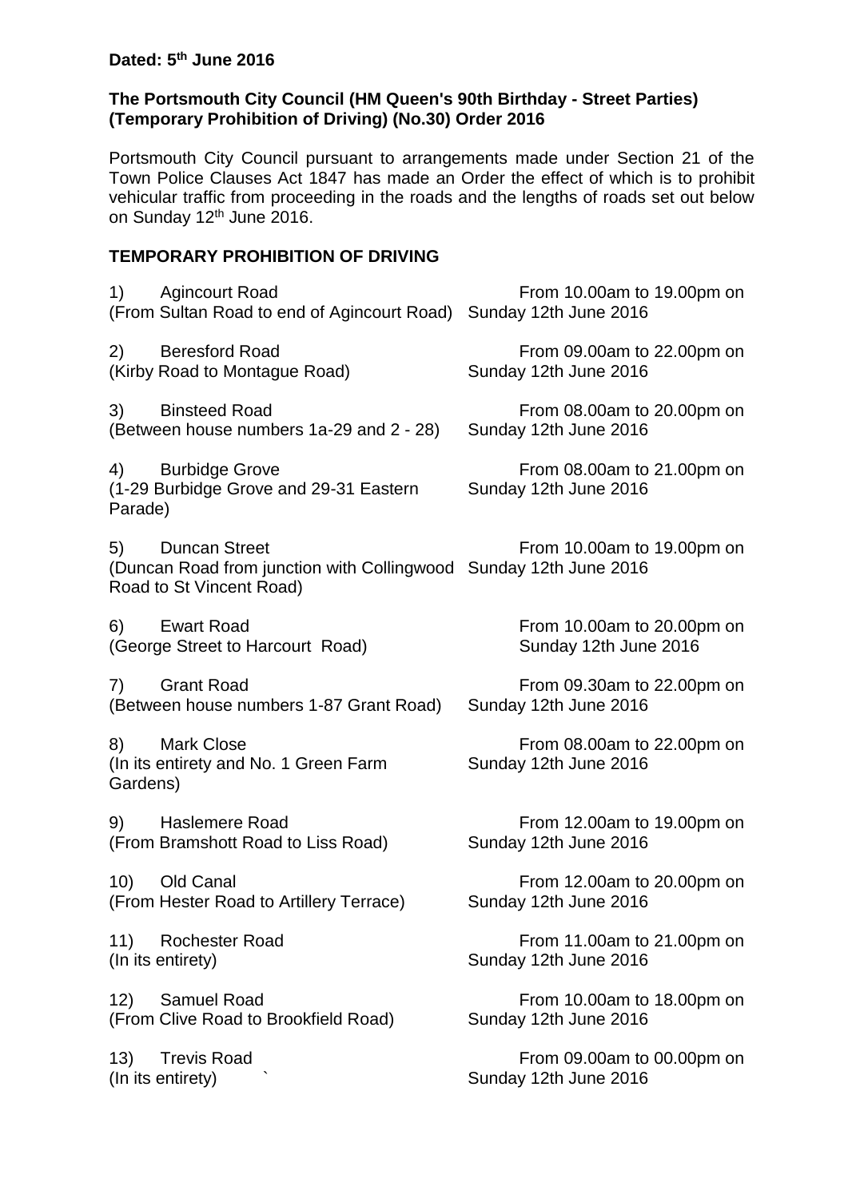**Dated: 5th June 2016**

**The Portsmouth City Council (HM Queen's 90th Birthday - Street Parties) (Temporary Prohibition of Driving) (No.30) Order 2016**

Portsmouth City Council pursuant to arrangements made under Section 21 of the Town Police Clauses Act 1847 has made an Order the effect of which is to prohibit vehicular traffic from proceeding in the roads and the lengths of roads set out below on Sunday 12th June 2016.

**TEMPORARY PROHIBITION OF DRIVING**

| Road | Time |
| --- | --- |
| 1) Agincourt Road (From Sultan Road to end of Agincourt Road) | From 10.00am to 19.00pm on Sunday 12th June 2016 |
| 2) Beresford Road (Kirby Road to Montague Road) | From 09.00am to 22.00pm on Sunday 12th June 2016 |
| 3) Binsteed Road (Between house numbers 1a-29 and 2 - 28) | From 08.00am to 20.00pm on Sunday 12th June 2016 |
| 4) Burbidge Grove (1-29 Burbidge Grove and 29-31 Eastern Parade) | From 08.00am to 21.00pm on Sunday 12th June 2016 |
| 5) Duncan Street (Duncan Road from junction with Collingwood Road to St Vincent Road) | From 10.00am to 19.00pm on Sunday 12th June 2016 |
| 6) Ewart Road (George Street to Harcourt Road) | From 10.00am to 20.00pm on Sunday 12th June 2016 |
| 7) Grant Road (Between house numbers 1-87 Grant Road) | From 09.30am to 22.00pm on Sunday 12th June 2016 |
| 8) Mark Close (In its entirety and No. 1 Green Farm Gardens) | From 08.00am to 22.00pm on Sunday 12th June 2016 |
| 9) Haslemere Road (From Bramshott Road to Liss Road) | From 12.00am to 19.00pm on Sunday 12th June 2016 |
| 10) Old Canal (From Hester Road to Artillery Terrace) | From 12.00am to 20.00pm on Sunday 12th June 2016 |
| 11) Rochester Road (In its entirety) | From 11.00am to 21.00pm on Sunday 12th June 2016 |
| 12) Samuel Road (From Clive Road to Brookfield Road) | From 10.00am to 18.00pm on Sunday 12th June 2016 |
| 13) Trevis Road (In its entirety) ` | From 09.00am to 00.00pm on Sunday 12th June 2016 |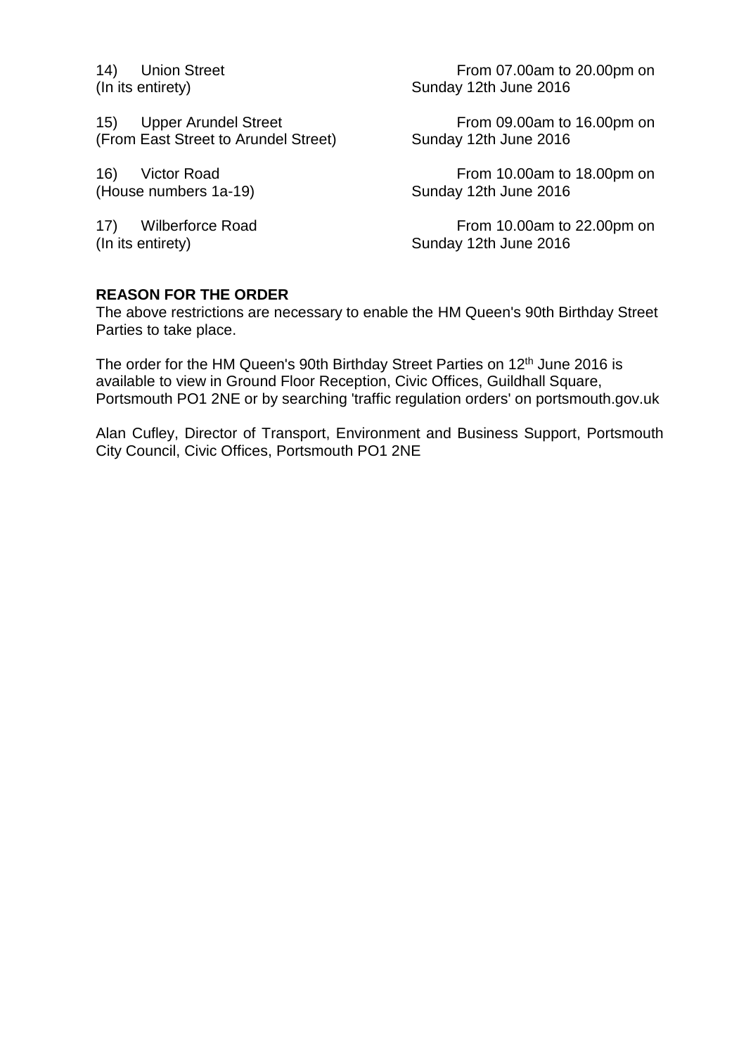14) Union Street
(In its entirety)

From 07.00am to 20.00pm on Sunday 12th June 2016

15) Upper Arundel Street
(From East Street to Arundel Street)

From 09.00am to 16.00pm on Sunday 12th June 2016

16) Victor Road
(House numbers 1a-19)

From 10.00am to 18.00pm on Sunday 12th June 2016

17) Wilberforce Road
(In its entirety)

From 10.00am to 22.00pm on Sunday 12th June 2016

**REASON FOR THE ORDER**

The above restrictions are necessary to enable the HM Queen's 90th Birthday Street Parties to take place.

The order for the HM Queen's 90th Birthday Street Parties on 12th June 2016 is available to view in Ground Floor Reception, Civic Offices, Guildhall Square, Portsmouth PO1 2NE or by searching 'traffic regulation orders' on portsmouth.gov.uk

Alan Cufley, Director of Transport, Environment and Business Support, Portsmouth City Council, Civic Offices, Portsmouth PO1 2NE